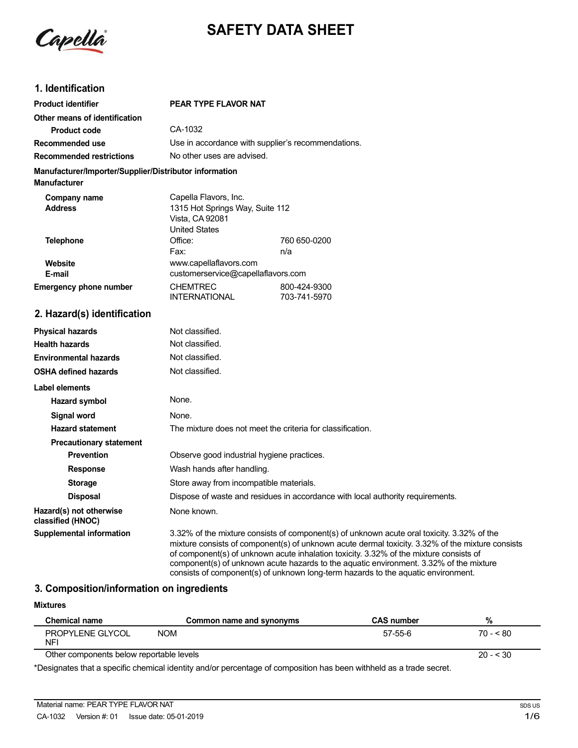# SAFETY DATA SHEET

## 1. Identification

| | |
|---|---|
| **Product identifier** | **PEAR TYPE FLAVOR NAT** |
| **Other means of identification** | |
| **Product code** | CA-1032 |
| **Recommended use** | Use in accordance with supplier's recommendations. |
| **Recommended restrictions** | No other uses are advised. |

**Manufacturer/Importer/Supplier/Distributor information**

**Manufacturer**

| | | |
|---|---|---|
| **Company name** | Capella Flavors, Inc. | |
| **Address** | 1315 Hot Springs Way, Suite 112<br>Vista, CA 92081<br>United States | |
| **Telephone** | Office: | 760 650-0200 |
| | Fax: | n/a |
| **Website** | www.capellaflavors.com | |
| **E-mail** | customerservice@capellaflavors.com | |
| **Emergency phone number** | CHEMTREC | 800-424-9300 |
| | INTERNATIONAL | 703-741-5970 |

## 2. Hazard(s) identification

| | |
|---|---|
| **Physical hazards** | Not classified. |
| **Health hazards** | Not classified. |
| **Environmental hazards** | Not classified. |
| **OSHA defined hazards** | Not classified. |

**Label elements**

| | |
|---|---|
| **Hazard symbol** | None. |
| **Signal word** | None. |
| **Hazard statement** | The mixture does not meet the criteria for classification. |
| **Precautionary statement** | |
| **Prevention** | Observe good industrial hygiene practices. |
| **Response** | Wash hands after handling. |
| **Storage** | Store away from incompatible materials. |
| **Disposal** | Dispose of waste and residues in accordance with local authority requirements. |
| **Hazard(s) not otherwise classified (HNOC)** | None known. |
| **Supplemental information** | 3.32% of the mixture consists of component(s) of unknown acute oral toxicity. 3.32% of the mixture consists of component(s) of unknown acute dermal toxicity. 3.32% of the mixture consists of component(s) of unknown acute inhalation toxicity. 3.32% of the mixture consists of component(s) of unknown acute hazards to the aquatic environment. 3.32% of the mixture consists of component(s) of unknown long-term hazards to the aquatic environment. |

## 3. Composition/information on ingredients

**Mixtures**

| Chemical name | Common name and synonyms | CAS number | % |
|---|---|---|---|
| PROPYLENE GLYCOL NFI | NOM | 57-55-6 | 70 - < 80 |
| Other components below reportable levels | | | 20 - < 30 |

*Designates that a specific chemical identity and/or percentage of composition has been withheld as a trade secret.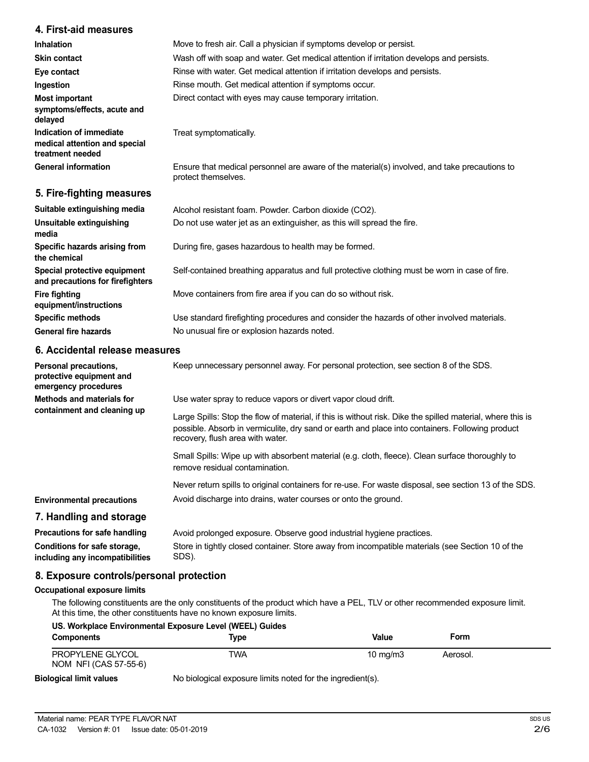## 4. First-aid measures

| | |
|---|---|
| **Inhalation** | Move to fresh air. Call a physician if symptoms develop or persist. |
| **Skin contact** | Wash off with soap and water. Get medical attention if irritation develops and persists. |
| **Eye contact** | Rinse with water. Get medical attention if irritation develops and persists. |
| **Ingestion** | Rinse mouth. Get medical attention if symptoms occur. |
| **Most important symptoms/effects, acute and delayed** | Direct contact with eyes may cause temporary irritation. |
| **Indication of immediate medical attention and special treatment needed** | Treat symptomatically. |
| **General information** | Ensure that medical personnel are aware of the material(s) involved, and take precautions to protect themselves. |

## 5. Fire-fighting measures

| | |
|---|---|
| **Suitable extinguishing media** | Alcohol resistant foam. Powder. Carbon dioxide ($CO_2$). |
| **Unsuitable extinguishing media** | Do not use water jet as an extinguisher, as this will spread the fire. |
| **Specific hazards arising from the chemical** | During fire, gases hazardous to health may be formed. |
| **Special protective equipment and precautions for firefighters** | Self-contained breathing apparatus and full protective clothing must be worn in case of fire. |
| **Fire fighting equipment/instructions** | Move containers from fire area if you can do so without risk. |
| **Specific methods** | Use standard firefighting procedures and consider the hazards of other involved materials. |
| **General fire hazards** | No unusual fire or explosion hazards noted. |

## 6. Accidental release measures

**Personal precautions, protective equipment and emergency procedures**
Keep unnecessary personnel away. For personal protection, see section 8 of the SDS.

**Methods and materials for containment and cleaning up**
Use water spray to reduce vapors or divert vapor cloud drift.

Large Spills: Stop the flow of material, if this is without risk. Dike the spilled material, where this is possible. Absorb in vermiculite, dry sand or earth and place into containers. Following product recovery, flush area with water.

Small Spills: Wipe up with absorbent material (e.g. cloth, fleece). Clean surface thoroughly to remove residual contamination.

Never return spills to original containers for re-use. For waste disposal, see section 13 of the SDS.

**Environmental precautions**
Avoid discharge into drains, water courses or onto the ground.

## 7. Handling and storage

| | |
|---|---|
| **Precautions for safe handling** | Avoid prolonged exposure. Observe good industrial hygiene practices. |
| **Conditions for safe storage, including any incompatibilities** | Store in tightly closed container. Store away from incompatible materials (see Section 10 of the SDS). |

## 8. Exposure controls/personal protection

### Occupational exposure limits

The following constituents are the only constituents of the product which have a PEL, TLV or other recommended exposure limit. At this time, the other constituents have no known exposure limits.

**US. Workplace Environmental Exposure Level (WEEL) Guides**

| Components | Type | Value | Form |
|---|---|---|---|
| PROPYLENE GLYCOL NOM NFI (CAS 57-55-6) | TWA | 10 mg/m3 | Aerosol. |

**Biological limit values**
No biological exposure limits noted for the ingredient(s).

Material name: PEAR TYPE FLAVOR NAT
CA-1032 Version #: 01 Issue date: 05-01-2019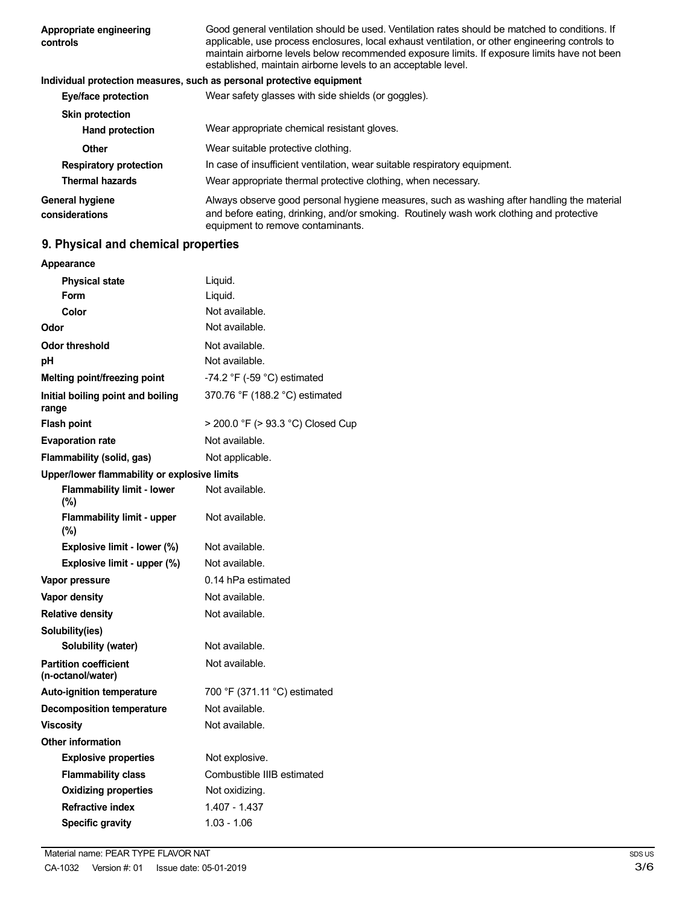| | |
|---|---|
| **Appropriate engineering controls** | Good general ventilation should be used. Ventilation rates should be matched to conditions. If applicable, use process enclosures, local exhaust ventilation, or other engineering controls to maintain airborne levels below recommended exposure limits. If exposure limits have not been established, maintain airborne levels to an acceptable level. |

**Individual protection measures, such as personal protective equipment**

| | |
|---|---|
| **Eye/face protection** | Wear safety glasses with side shields (or goggles). |
| **Skin protection** | |
| **Hand protection** | Wear appropriate chemical resistant gloves. |
| **Other** | Wear suitable protective clothing. |
| **Respiratory protection** | In case of insufficient ventilation, wear suitable respiratory equipment. |
| **Thermal hazards** | Wear appropriate thermal protective clothing, when necessary. |
| **General hygiene considerations** | Always observe good personal hygiene measures, such as washing after handling the material and before eating, drinking, and/or smoking. Routinely wash work clothing and protective equipment to remove contaminants. |

## 9. Physical and chemical properties

| | |
|---|---|
| **Appearance** | |
| **Physical state** | Liquid. |
| **Form** | Liquid. |
| **Color** | Not available. |
| **Odor** | Not available. |
| **Odor threshold** | Not available. |
| **pH** | Not available. |
| **Melting point/freezing point** | -74.2 °F (-59 °C) estimated |
| **Initial boiling point and boiling range** | 370.76 °F (188.2 °C) estimated |
| **Flash point** | > 200.0 °F (> 93.3 °C) Closed Cup |
| **Evaporation rate** | Not available. |
| **Flammability (solid, gas)** | Not applicable. |
| **Upper/lower flammability or explosive limits** | |
| **Flammability limit - lower (%)** | Not available. |
| **Flammability limit - upper (%)** | Not available. |
| **Explosive limit - lower (%)** | Not available. |
| **Explosive limit - upper (%)** | Not available. |
| **Vapor pressure** | 0.14 hPa estimated |
| **Vapor density** | Not available. |
| **Relative density** | Not available. |
| **Solubility(ies)** | |
| **Solubility (water)** | Not available. |
| **Partition coefficient (n-octanol/water)** | Not available. |
| **Auto-ignition temperature** | 700 °F (371.11 °C) estimated |
| **Decomposition temperature** | Not available. |
| **Viscosity** | Not available. |
| **Other information** | |
| **Explosive properties** | Not explosive. |
| **Flammability class** | Combustible IIIB estimated |
| **Oxidizing properties** | Not oxidizing. |
| **Refractive index** | 1.407 - 1.437 |
| **Specific gravity** | 1.03 - 1.06 |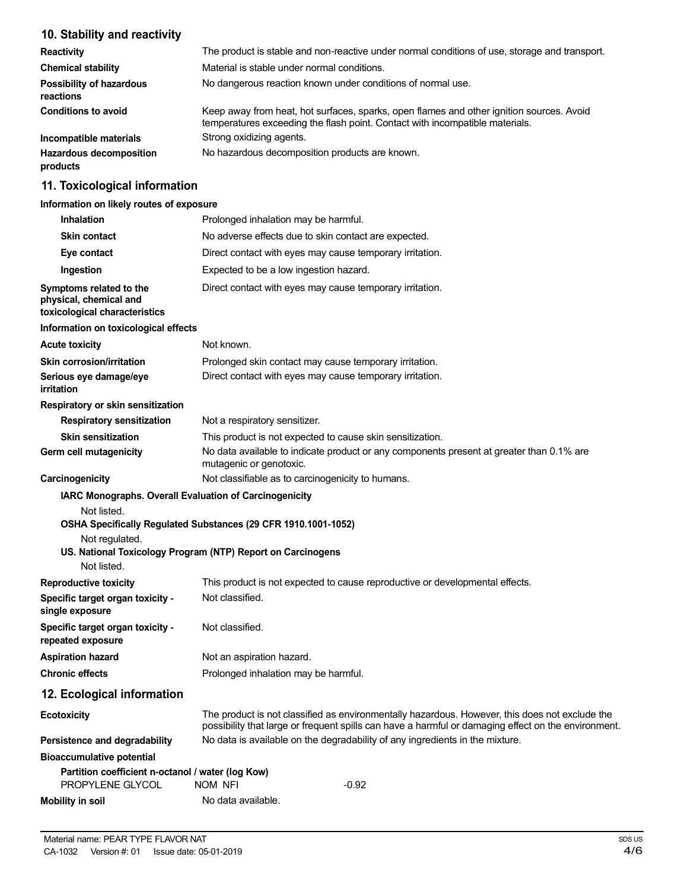## 10. Stability and reactivity

| | |
|---|---|
| **Reactivity** | The product is stable and non-reactive under normal conditions of use, storage and transport. |
| **Chemical stability** | Material is stable under normal conditions. |
| **Possibility of hazardous reactions** | No dangerous reaction known under conditions of normal use. |
| **Conditions to avoid** | Keep away from heat, hot surfaces, sparks, open flames and other ignition sources. Avoid temperatures exceeding the flash point. Contact with incompatible materials. |
| **Incompatible materials** | Strong oxidizing agents. |
| **Hazardous decomposition products** | No hazardous decomposition products are known. |

## 11. Toxicological information

**Information on likely routes of exposure**

| | |
|---|---|
| **Inhalation** | Prolonged inhalation may be harmful. |
| **Skin contact** | No adverse effects due to skin contact are expected. |
| **Eye contact** | Direct contact with eyes may cause temporary irritation. |
| **Ingestion** | Expected to be a low ingestion hazard. |
| **Symptoms related to the physical, chemical and toxicological characteristics** | Direct contact with eyes may cause temporary irritation. |

**Information on toxicological effects**

| | |
|---|---|
| **Acute toxicity** | Not known. |
| **Skin corrosion/irritation** | Prolonged skin contact may cause temporary irritation. |
| **Serious eye damage/eye irritation** | Direct contact with eyes may cause temporary irritation. |

**Respiratory or skin sensitization**

| | |
|---|---|
| **Respiratory sensitization** | Not a respiratory sensitizer. |
| **Skin sensitization** | This product is not expected to cause skin sensitization. |
| **Germ cell mutagenicity** | No data available to indicate product or any components present at greater than 0.1% are mutagenic or genotoxic. |
| **Carcinogenicity** | Not classifiable as to carcinogenicity to humans. |

**IARC Monographs. Overall Evaluation of Carcinogenicity**

Not listed.

**OSHA Specifically Regulated Substances (29 CFR 1910.1001-1052)**

Not regulated.

**US. National Toxicology Program (NTP) Report on Carcinogens**

Not listed.

| | |
|---|---|
| **Reproductive toxicity** | This product is not expected to cause reproductive or developmental effects. |
| **Specific target organ toxicity - single exposure** | Not classified. |
| **Specific target organ toxicity - repeated exposure** | Not classified. |
| **Aspiration hazard** | Not an aspiration hazard. |
| **Chronic effects** | Prolonged inhalation may be harmful. |

## 12. Ecological information

| | |
|---|---|
| **Ecotoxicity** | The product is not classified as environmentally hazardous. However, this does not exclude the possibility that large or frequent spills can have a harmful or damaging effect on the environment. |
| **Persistence and degradability** | No data is available on the degradability of any ingredients in the mixture. |

**Bioaccumulative potential**

**Partition coefficient n-octanol / water (log Kow)**

| | | |
|---|---|---|
| PROPYLENE GLYCOL | NOM NFI | -0.92 |

| | |
|---|---|
| **Mobility in soil** | No data available. |

Material name: PEAR TYPE FLAVOR NAT

CA-1032 Version #: 01 Issue date: 05-01-2019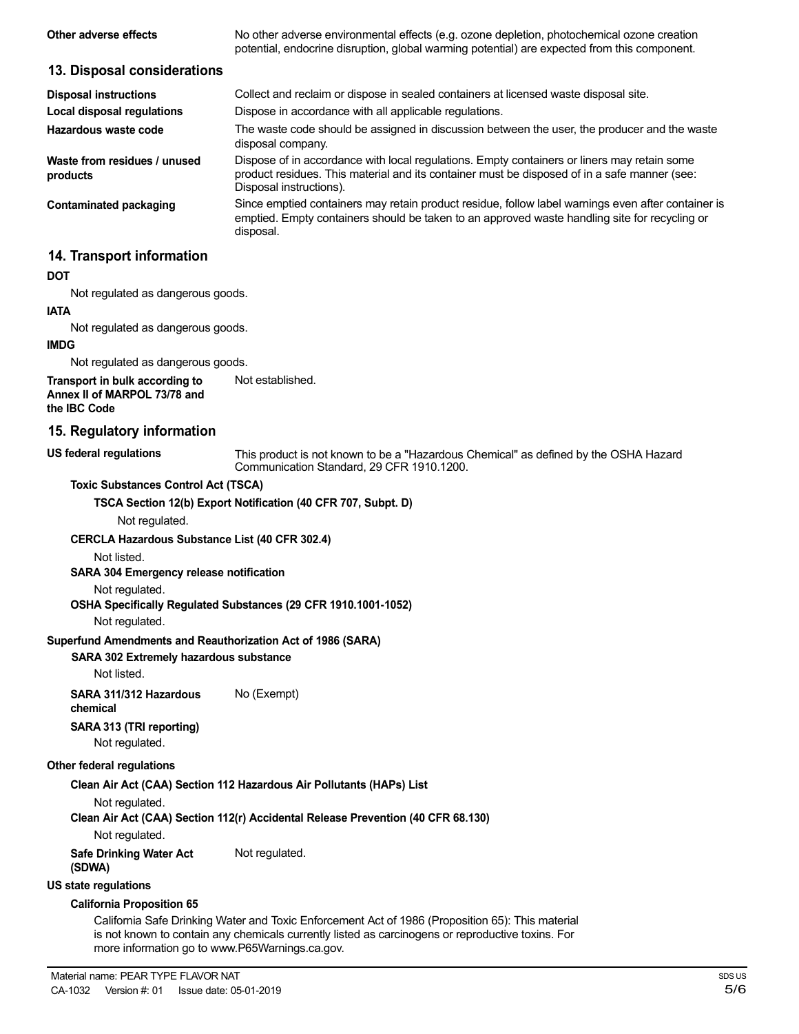| | |
|---|---|
| **Other adverse effects** | No other adverse environmental effects (e.g. ozone depletion, photochemical ozone creation potential, endocrine disruption, global warming potential) are expected from this component. |

## 13. Disposal considerations

| | |
|---|---|
| **Disposal instructions** | Collect and reclaim or dispose in sealed containers at licensed waste disposal site. |
| **Local disposal regulations** | Dispose in accordance with all applicable regulations. |
| **Hazardous waste code** | The waste code should be assigned in discussion between the user, the producer and the waste disposal company. |
| **Waste from residues / unused products** | Dispose of in accordance with local regulations. Empty containers or liners may retain some product residues. This material and its container must be disposed of in a safe manner (see: Disposal instructions). |
| **Contaminated packaging** | Since emptied containers may retain product residue, follow label warnings even after container is emptied. Empty containers should be taken to an approved waste handling site for recycling or disposal. |

## 14. Transport information

**DOT**

Not regulated as dangerous goods.

**IATA**

Not regulated as dangerous goods.

**IMDG**

Not regulated as dangerous goods.

**Transport in bulk according to Annex II of MARPOL 73/78 and the IBC Code** Not established.

## 15. Regulatory information

**US federal regulations** This product is not known to be a "Hazardous Chemical" as defined by the OSHA Hazard Communication Standard, 29 CFR 1910.1200.

**Toxic Substances Control Act (TSCA)**

**TSCA Section 12(b) Export Notification (40 CFR 707, Subpt. D)**

Not regulated.

**CERCLA Hazardous Substance List (40 CFR 302.4)**

Not listed.

**SARA 304 Emergency release notification**

Not regulated.

**OSHA Specifically Regulated Substances (29 CFR 1910.1001-1052)**

Not regulated.

**Superfund Amendments and Reauthorization Act of 1986 (SARA)**

**SARA 302 Extremely hazardous substance**

Not listed.

**SARA 311/312 Hazardous chemical** No (Exempt)

**SARA 313 (TRI reporting)**

Not regulated.

**Other federal regulations**

**Clean Air Act (CAA) Section 112 Hazardous Air Pollutants (HAPs) List**

Not regulated.

**Clean Air Act (CAA) Section 112(r) Accidental Release Prevention (40 CFR 68.130)**

Not regulated.

**Safe Drinking Water Act (SDWA)** Not regulated.

**US state regulations**

**California Proposition 65**

California Safe Drinking Water and Toxic Enforcement Act of 1986 (Proposition 65): This material is not known to contain any chemicals currently listed as carcinogens or reproductive toxins. For more information go to www.P65Warnings.ca.gov.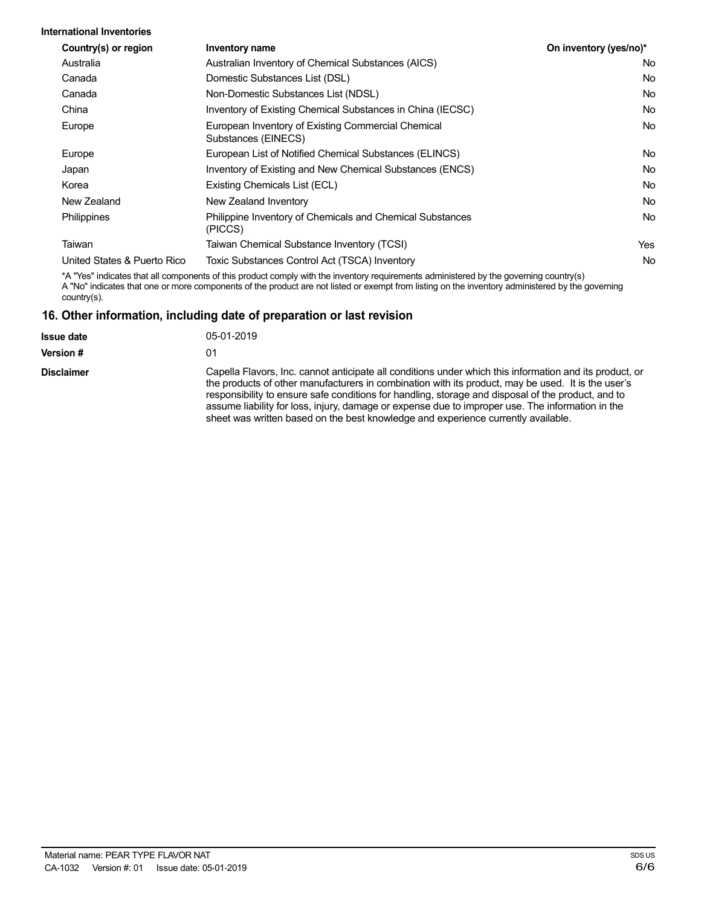**International Inventories**

| Country(s) or region | Inventory name | On inventory (yes/no)* |
|---|---|---|
| Australia | Australian Inventory of Chemical Substances (AICS) | No |
| Canada | Domestic Substances List (DSL) | No |
| Canada | Non-Domestic Substances List (NDSL) | No |
| China | Inventory of Existing Chemical Substances in China (IECSC) | No |
| Europe | European Inventory of Existing Commercial Chemical Substances (EINECS) | No |
| Europe | European List of Notified Chemical Substances (ELINCS) | No |
| Japan | Inventory of Existing and New Chemical Substances (ENCS) | No |
| Korea | Existing Chemicals List (ECL) | No |
| New Zealand | New Zealand Inventory | No |
| Philippines | Philippine Inventory of Chemicals and Chemical Substances (PICCS) | No |
| Taiwan | Taiwan Chemical Substance Inventory (TCSI) | Yes |
| United States & Puerto Rico | Toxic Substances Control Act (TSCA) Inventory | No |

*A "Yes" indicates that all components of this product comply with the inventory requirements administered by the governing country(s)
A "No" indicates that one or more components of the product are not listed or exempt from listing on the inventory administered by the governing country(s).

## 16. Other information, including date of preparation or last revision

**Issue date** 05-01-2019

**Version #** 01

**Disclaimer** Capella Flavors, Inc. cannot anticipate all conditions under which this information and its product, or the products of other manufacturers in combination with its product, may be used. It is the user's responsibility to ensure safe conditions for handling, storage and disposal of the product, and to assume liability for loss, injury, damage or expense due to improper use. The information in the sheet was written based on the best knowledge and experience currently available.